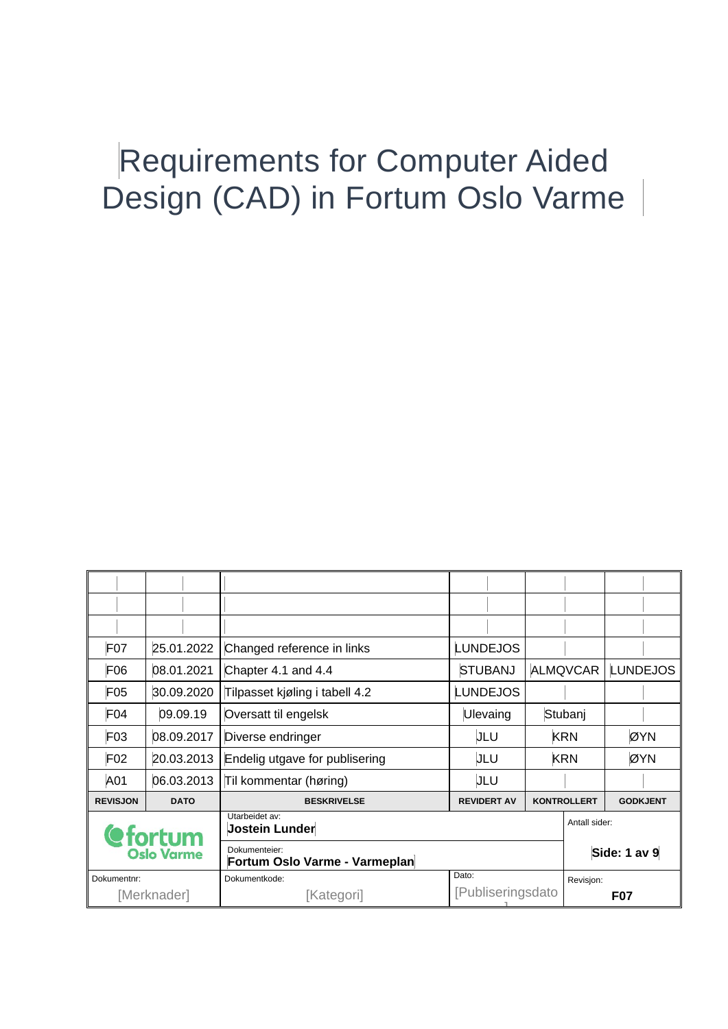# Requirements for Computer Aided Design (CAD) in Fortum Oslo Varme

| REVISJON | DATO | BESKRIVELSE | REVIDERT AV | KONTROLLERT | GODKJENT |
|---|---|---|---|---|---|
| | | | | | |
| | | | | | |
| | | | | | |
| F07 | 25.01.2022 | Changed reference in links | LUNDEJOS | | |
| F06 | 08.01.2021 | Chapter 4.1 and 4.4 | STUBANJ | ALMQVCAR | LUNDEJOS |
| F05 | 30.09.2020 | Tilpasset kjøling i tabell 4.2 | LUNDEJOS | | |
| F04 | 09.09.19 | Oversatt til engelsk | Ulevaing | Stubanj | |
| F03 | 08.09.2017 | Diverse endringer | JLU | KRN | ØYN |
| F02 | 20.03.2013 | Endelig utgave for publisering | JLU | KRN | ØYN |
| A01 | 06.03.2013 | Til kommentar (høring) | JLU | | |

| fortum Oslo Varme | Utarbeidet av: **Jostein Lunder** | | Antall sider: |
|---|---|---|---|
| | Dokumenteier: **Fortum Oslo Varme - Varmeplan** | | **Side: 1 av 9** |
| Dokumentnr: [Merknader] | Dokumentkode: [Kategori] | Dato: [Publiseringsdato] | Revisjon: **F07** |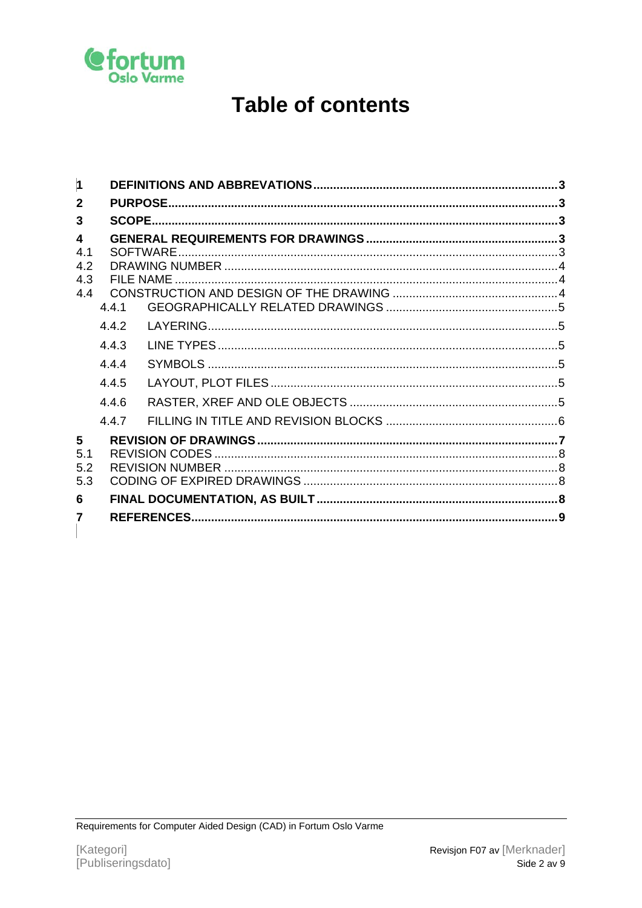# Table of contents

**1 DEFINITIONS AND ABBREVATIONS** ..... 3
**2 PURPOSE** ..... 3
**3 SCOPE** ..... 3
**4 GENERAL REQUIREMENTS FOR DRAWINGS** ..... 3
4.1 SOFTWARE ..... 3
4.2 DRAWING NUMBER ..... 4
4.3 FILE NAME ..... 4
4.4 CONSTRUCTION AND DESIGN OF THE DRAWING ..... 4
4.4.1 GEOGRAPHICALLY RELATED DRAWINGS ..... 5
4.4.2 LAYERING ..... 5
4.4.3 LINE TYPES ..... 5
4.4.4 SYMBOLS ..... 5
4.4.5 LAYOUT, PLOT FILES ..... 5
4.4.6 RASTER, XREF AND OLE OBJECTS ..... 5
4.4.7 FILLING IN TITLE AND REVISION BLOCKS ..... 6
**5 REVISION OF DRAWINGS** ..... 7
5.1 REVISION CODES ..... 8
5.2 REVISION NUMBER ..... 8
5.3 CODING OF EXPIRED DRAWINGS ..... 8
**6 FINAL DOCUMENTATION, AS BUILT** ..... 8
**7 REFERENCES** ..... 9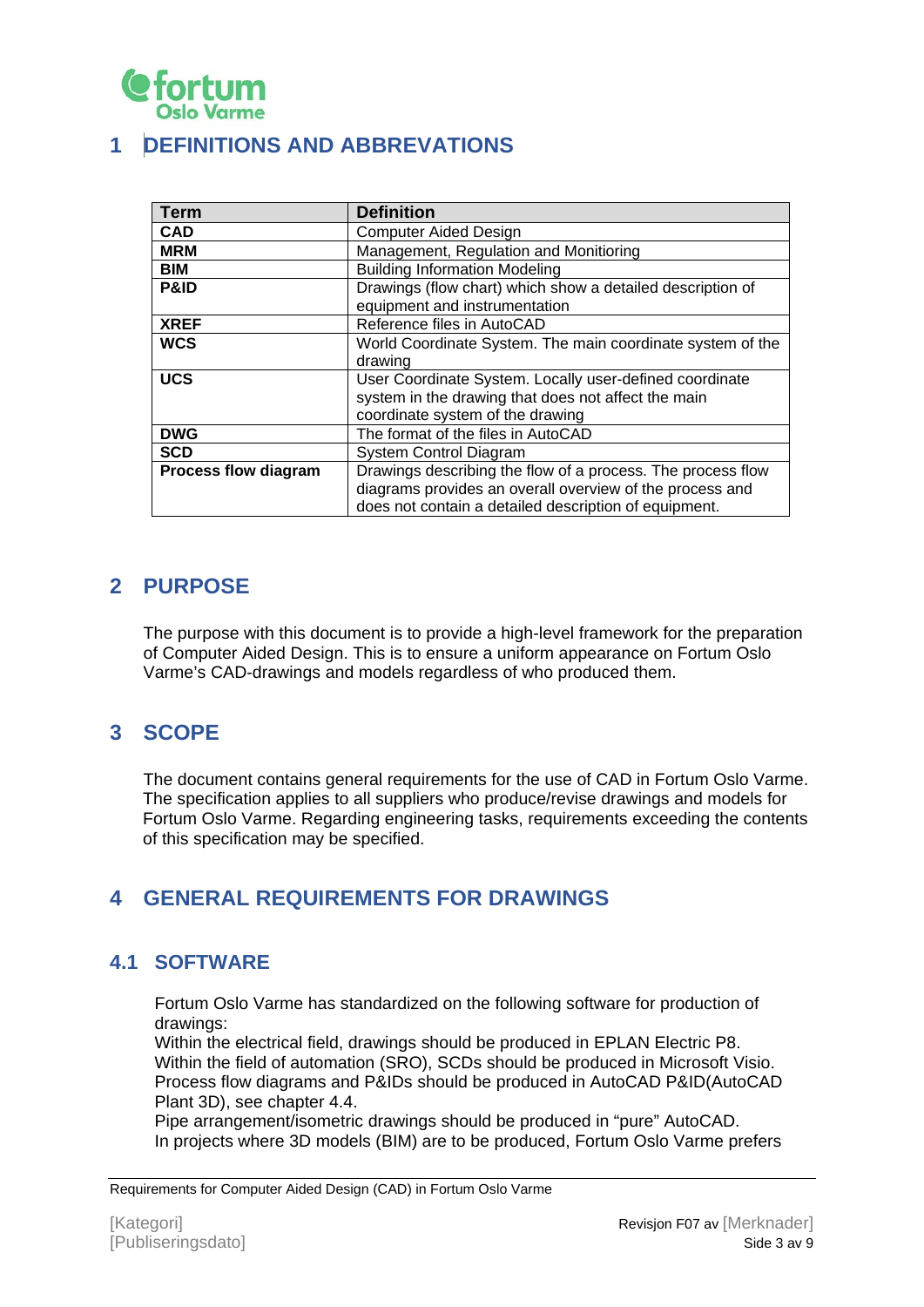# 1 DEFINITIONS AND ABBREVATIONS

| Term | Definition |
|---|---|
| **CAD** | Computer Aided Design |
| **MRM** | Management, Regulation and Monitoring |
| **BIM** | Building Information Modeling |
| **P&ID** | Drawings (flow chart) which show a detailed description of equipment and instrumentation |
| **XREF** | Reference files in AutoCAD |
| **WCS** | World Coordinate System. The main coordinate system of the drawing |
| **UCS** | User Coordinate System. Locally user-defined coordinate system in the drawing that does not affect the main coordinate system of the drawing |
| **DWG** | The format of the files in AutoCAD |
| **SCD** | System Control Diagram |
| **Process flow diagram** | Drawings describing the flow of a process. The process flow diagrams provides an overall overview of the process and does not contain a detailed description of equipment. |

# 2 PURPOSE

The purpose with this document is to provide a high-level framework for the preparation of Computer Aided Design. This is to ensure a uniform appearance on Fortum Oslo Varme's CAD-drawings and models regardless of who produced them.

# 3 SCOPE

The document contains general requirements for the use of CAD in Fortum Oslo Varme. The specification applies to all suppliers who produce/revise drawings and models for Fortum Oslo Varme. Regarding engineering tasks, requirements exceeding the contents of this specification may be specified.

# 4 GENERAL REQUIREMENTS FOR DRAWINGS

## 4.1 SOFTWARE

Fortum Oslo Varme has standardized on the following software for production of drawings:
Within the electrical field, drawings should be produced in EPLAN Electric P8.
Within the field of automation (SRO), SCDs should be produced in Microsoft Visio.
Process flow diagrams and P&IDs should be produced in AutoCAD P&ID(AutoCAD Plant 3D), see chapter 4.4.
Pipe arrangement/isometric drawings should be produced in "pure" AutoCAD.
In projects where 3D models (BIM) are to be produced, Fortum Oslo Varme prefers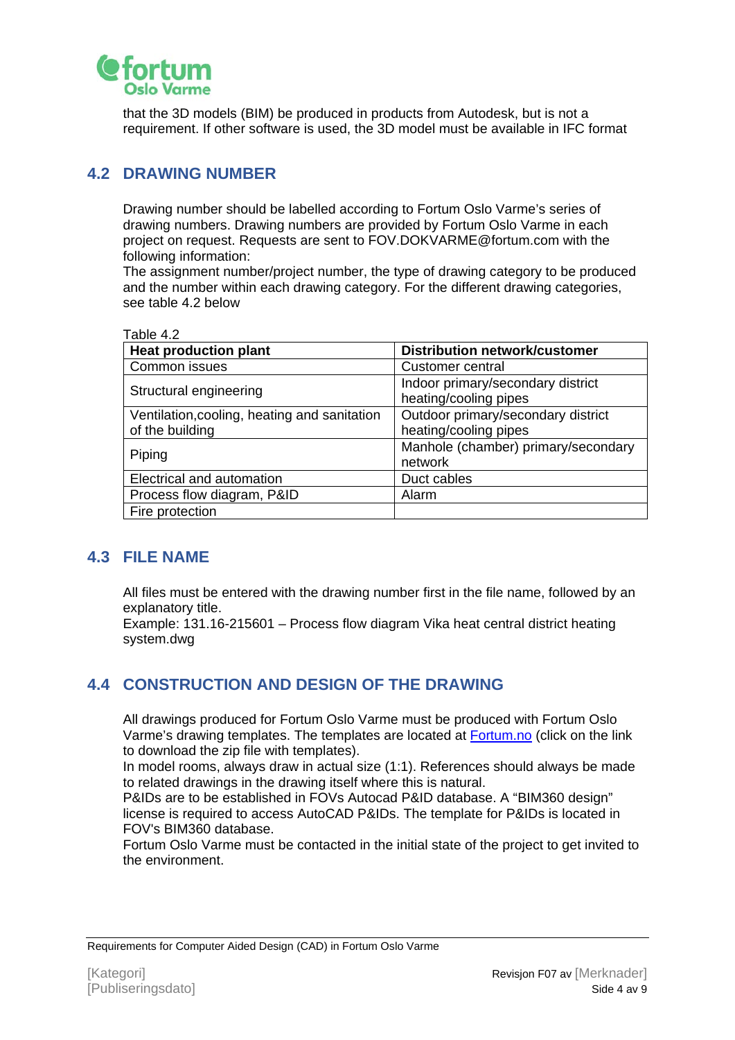that the 3D models (BIM) be produced in products from Autodesk, but is not a requirement. If other software is used, the 3D model must be available in IFC format

## 4.2 DRAWING NUMBER

Drawing number should be labelled according to Fortum Oslo Varme's series of drawing numbers. Drawing numbers are provided by Fortum Oslo Varme in each project on request. Requests are sent to FOV.DOKVARME@fortum.com with the following information:
The assignment number/project number, the type of drawing category to be produced and the number within each drawing category. For the different drawing categories, see table 4.2 below

Table 4.2

| **Heat production plant** | **Distribution network/customer** |
|---|---|
| Common issues | Customer central |
| Structural engineering | Indoor primary/secondary district heating/cooling pipes |
| Ventilation,cooling, heating and sanitation of the building | Outdoor primary/secondary district heating/cooling pipes |
| Piping | Manhole (chamber) primary/secondary network |
| Electrical and automation | Duct cables |
| Process flow diagram, P&ID | Alarm |
| Fire protection | |

## 4.3 FILE NAME

All files must be entered with the drawing number first in the file name, followed by an explanatory title.
Example: 131.16-215601 – Process flow diagram Vika heat central district heating system.dwg

## 4.4 CONSTRUCTION AND DESIGN OF THE DRAWING

All drawings produced for Fortum Oslo Varme must be produced with Fortum Oslo Varme's drawing templates. The templates are located at [Fortum.no](Fortum.no) (click on the link to download the zip file with templates).
In model rooms, always draw in actual size (1:1). References should always be made to related drawings in the drawing itself where this is natural.
P&IDs are to be established in FOVs Autocad P&ID database. A "BIM360 design" license is required to access AutoCAD P&IDs. The template for P&IDs is located in FOV's BIM360 database.
Fortum Oslo Varme must be contacted in the initial state of the project to get invited to the environment.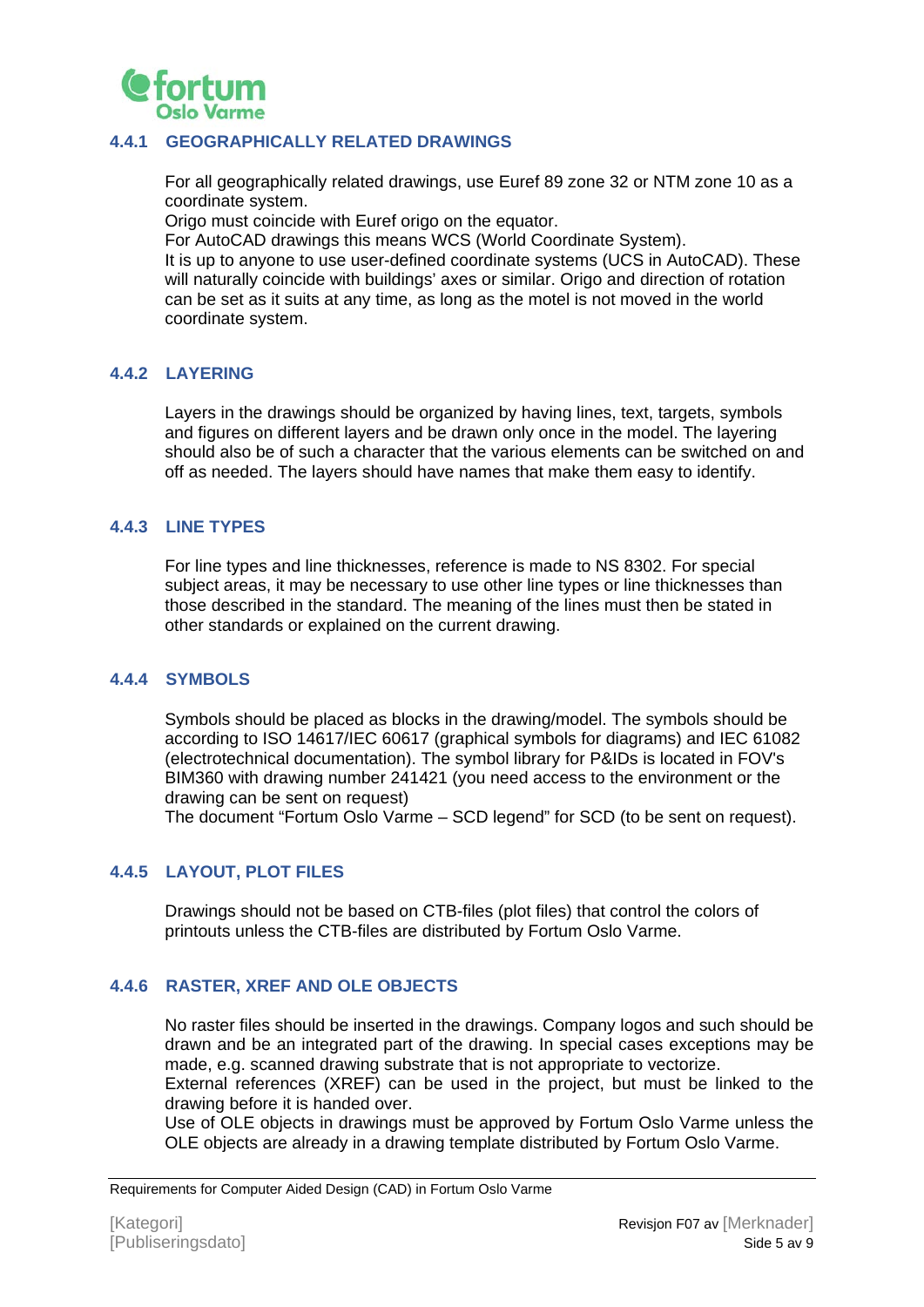### 4.4.1 GEOGRAPHICALLY RELATED DRAWINGS

For all geographically related drawings, use Euref 89 zone 32 or NTM zone 10 as a coordinate system.
Origo must coincide with Euref origo on the equator.
For AutoCAD drawings this means WCS (World Coordinate System).
It is up to anyone to use user-defined coordinate systems (UCS in AutoCAD). These will naturally coincide with buildings' axes or similar. Origo and direction of rotation can be set as it suits at any time, as long as the motel is not moved in the world coordinate system.

### 4.4.2 LAYERING

Layers in the drawings should be organized by having lines, text, targets, symbols and figures on different layers and be drawn only once in the model. The layering should also be of such a character that the various elements can be switched on and off as needed. The layers should have names that make them easy to identify.

### 4.4.3 LINE TYPES

For line types and line thicknesses, reference is made to NS 8302. For special subject areas, it may be necessary to use other line types or line thicknesses than those described in the standard. The meaning of the lines must then be stated in other standards or explained on the current drawing.

### 4.4.4 SYMBOLS

Symbols should be placed as blocks in the drawing/model. The symbols should be according to ISO 14617/IEC 60617 (graphical symbols for diagrams) and IEC 61082 (electrotechnical documentation). The symbol library for P&IDs is located in FOV's BIM360 with drawing number 241421 (you need access to the environment or the drawing can be sent on request)
The document "Fortum Oslo Varme – SCD legend" for SCD (to be sent on request).

### 4.4.5 LAYOUT, PLOT FILES

Drawings should not be based on CTB-files (plot files) that control the colors of printouts unless the CTB-files are distributed by Fortum Oslo Varme.

### 4.4.6 RASTER, XREF AND OLE OBJECTS

No raster files should be inserted in the drawings. Company logos and such should be drawn and be an integrated part of the drawing. In special cases exceptions may be made, e.g. scanned drawing substrate that is not appropriate to vectorize.
External references (XREF) can be used in the project, but must be linked to the drawing before it is handed over.
Use of OLE objects in drawings must be approved by Fortum Oslo Varme unless the OLE objects are already in a drawing template distributed by Fortum Oslo Varme.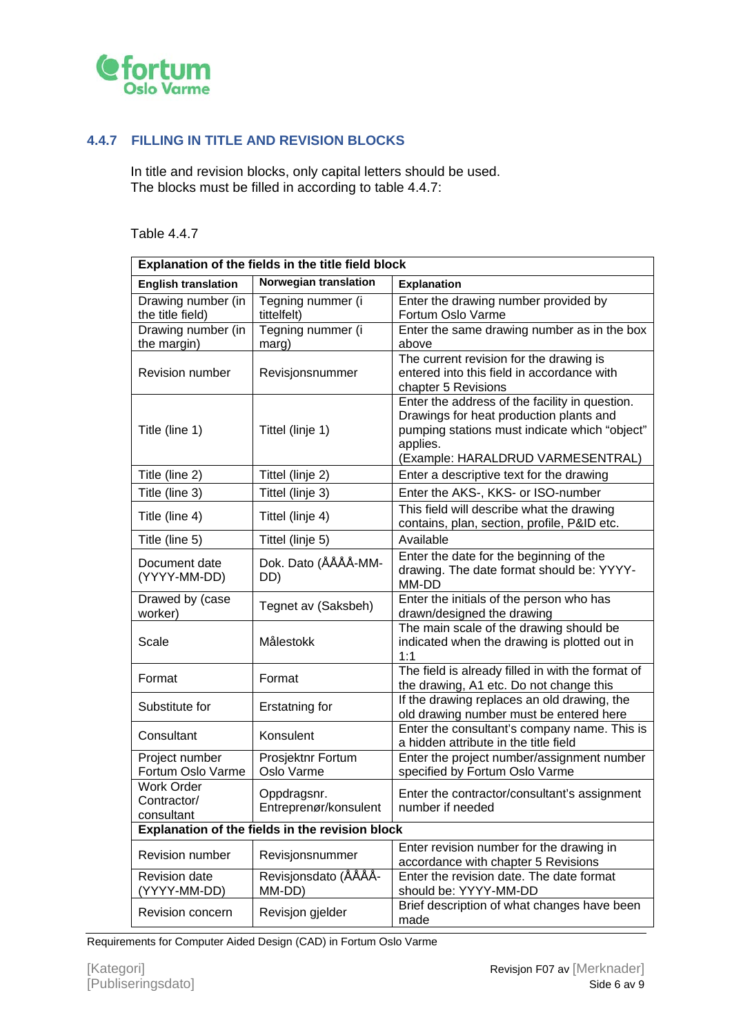### 4.4.7 FILLING IN TITLE AND REVISION BLOCKS

In title and revision blocks, only capital letters should be used.
The blocks must be filled in according to table 4.4.7:

Table 4.4.7

| **Explanation of the fields in the title field block** | | |
|---|---|---|
| **English translation** | **Norwegian translation** | **Explanation** |
| Drawing number (in the title field) | Tegning nummer (i tittelfelt) | Enter the drawing number provided by Fortum Oslo Varme |
| Drawing number (in the margin) | Tegning nummer (i marg) | Enter the same drawing number as in the box above |
| Revision number | Revisjonsnummer | The current revision for the drawing is entered into this field in accordance with chapter 5 Revisions |
| Title (line 1) | Tittel (linje 1) | Enter the address of the facility in question. Drawings for heat production plants and pumping stations must indicate which "object" applies. (Example: HARALDRUD VARMESENTRAL) |
| Title (line 2) | Tittel (linje 2) | Enter a descriptive text for the drawing |
| Title (line 3) | Tittel (linje 3) | Enter the AKS-, KKS- or ISO-number |
| Title (line 4) | Tittel (linje 4) | This field will describe what the drawing contains, plan, section, profile, P&ID etc. |
| Title (line 5) | Tittel (linje 5) | Available |
| Document date (YYYY-MM-DD) | Dok. Dato (ÅÅÅÅ-MM-DD) | Enter the date for the beginning of the drawing. The date format should be: YYYY-MM-DD |
| Drawed by (case worker) | Tegnet av (Saksbeh) | Enter the initials of the person who has drawn/designed the drawing |
| Scale | Målestokk | The main scale of the drawing should be indicated when the drawing is plotted out in 1:1 |
| Format | Format | The field is already filled in with the format of the drawing, A1 etc. Do not change this |
| Substitute for | Erstatning for | If the drawing replaces an old drawing, the old drawing number must be entered here |
| Consultant | Konsulent | Enter the consultant's company name. This is a hidden attribute in the title field |
| Project number Fortum Oslo Varme | Prosjektnr Fortum Oslo Varme | Enter the project number/assignment number specified by Fortum Oslo Varme |
| Work Order Contractor/ consultant | Oppdragsnr. Entreprenør/konsulent | Enter the contractor/consultant's assignment number if needed |
| **Explanation of the fields in the revision block** | | |
| Revision number | Revisjonsnummer | Enter revision number for the drawing in accordance with chapter 5 Revisions |
| Revision date (YYYY-MM-DD) | Revisjonsdato (ÅÅÅÅ-MM-DD) | Enter the revision date. The date format should be: YYYY-MM-DD |
| Revision concern | Revisjon gjelder | Brief description of what changes have been made |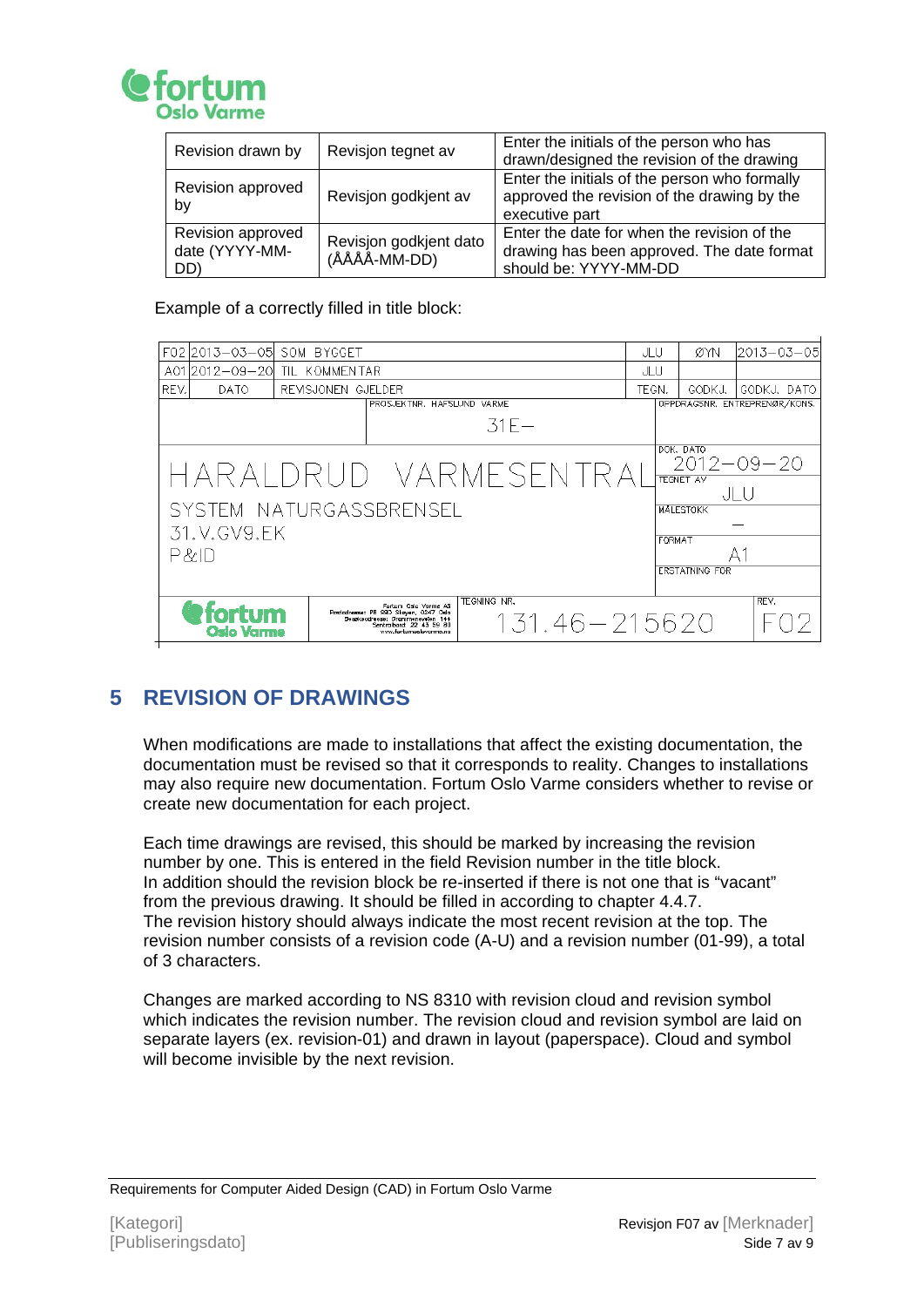| Revision drawn by | Revisjon tegnet av | Enter the initials of the person who has drawn/designed the revision of the drawing |
|---|---|---|
| Revision approved by | Revisjon godkjent av | Enter the initials of the person who formally approved the revision of the drawing by the executive part |
| Revision approved date (YYYY-MM-DD) | Revisjon godkjent dato (ÅÅÅÅ-MM-DD) | Enter the date for when the revision of the drawing has been approved. The date format should be: YYYY-MM-DD |

Example of a correctly filled in title block:

| F02 | 2013–03–05 | SOM BYGGET | JLU | ØYN | 2013–03–05 |
|---|---|---|---|---|---|
| A01 | 2012–09–20 | TIL KOMMENTAR | JLU | | |
| REV. | DATO | REVISJONEN GJELDER | TEGN. | GODKJ. | GODKJ. DATO |

PROSJEKTNR. HAFSLUND VARME: 31E–

OPPDRAGSNR. ENTREPRENØR/KONS.

HARALDRUD VARMESENTRAL

SYSTEM NATURGASSBRENSEL

31.V.GV9.EK

P&ID

DOK. DATO: 2012–09–20

TEGNET AV: JLU

MÅLESTOKK: –

FORMAT: A1

ERSTATNING FOR

Fortum Oslo Varme

Fortum Oslo Varme AS
Postadresse: PB 693 Skøyen, 0547 Oslo
Besøksadresse: Drammensveien 144
Sentralbord: 22 43 59 80
www.fortumoslovarme.no

TEGNING NR.: 131.46–215620

REV.: F02

## 5 REVISION OF DRAWINGS

When modifications are made to installations that affect the existing documentation, the documentation must be revised so that it corresponds to reality. Changes to installations may also require new documentation. Fortum Oslo Varme considers whether to revise or create new documentation for each project.

Each time drawings are revised, this should be marked by increasing the revision number by one. This is entered in the field Revision number in the title block. In addition should the revision block be re-inserted if there is not one that is "vacant" from the previous drawing. It should be filled in according to chapter 4.4.7. The revision history should always indicate the most recent revision at the top. The revision number consists of a revision code (A-U) and a revision number (01-99), a total of 3 characters.

Changes are marked according to NS 8310 with revision cloud and revision symbol which indicates the revision number. The revision cloud and revision symbol are laid on separate layers (ex. revision-01) and drawn in layout (paperspace). Cloud and symbol will become invisible by the next revision.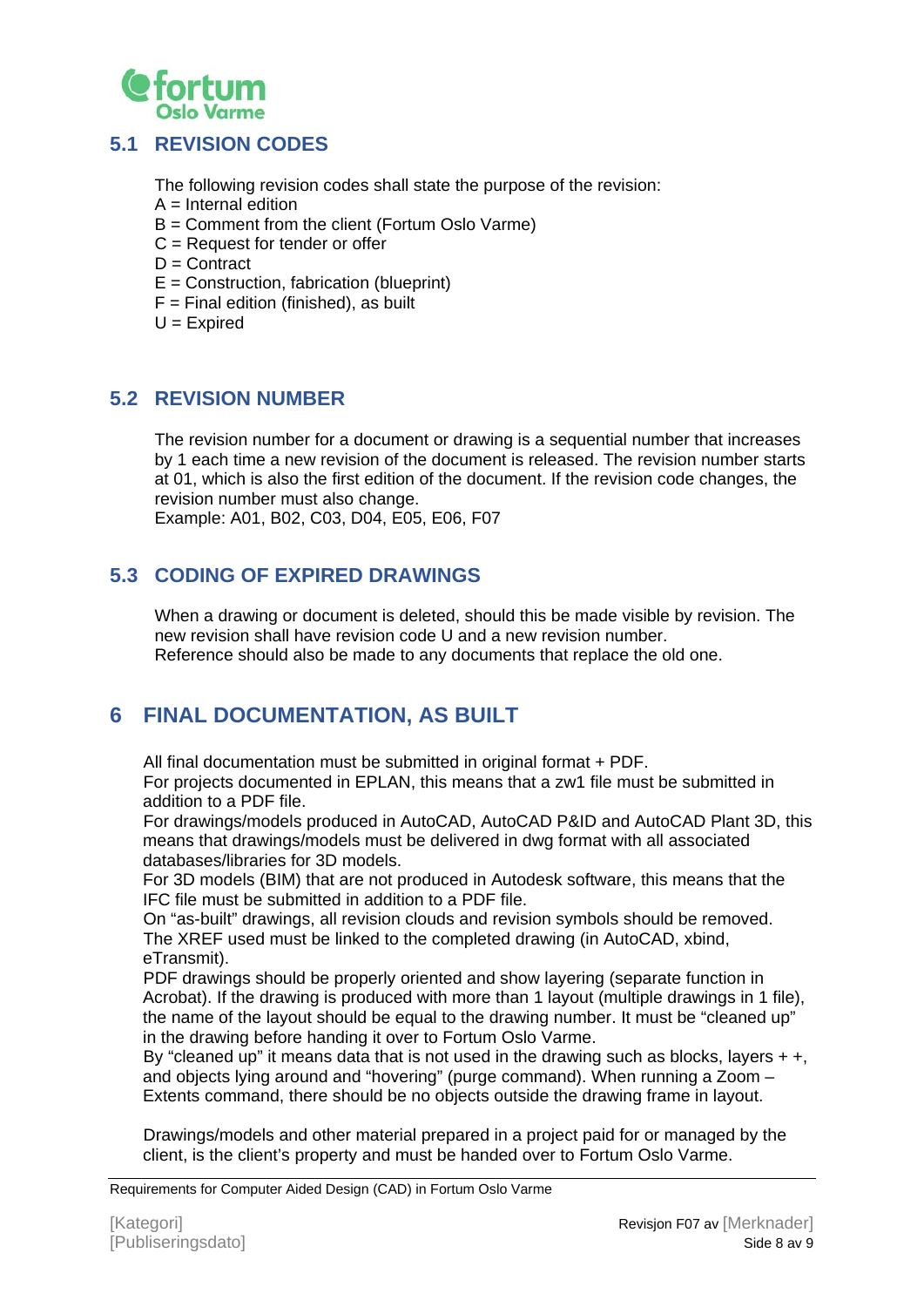## 5.1 REVISION CODES

The following revision codes shall state the purpose of the revision:
A = Internal edition
B = Comment from the client (Fortum Oslo Varme)
C = Request for tender or offer
D = Contract
E = Construction, fabrication (blueprint)
F = Final edition (finished), as built
U = Expired

## 5.2 REVISION NUMBER

The revision number for a document or drawing is a sequential number that increases by 1 each time a new revision of the document is released. The revision number starts at 01, which is also the first edition of the document. If the revision code changes, the revision number must also change.
Example: A01, B02, C03, D04, E05, E06, F07

## 5.3 CODING OF EXPIRED DRAWINGS

When a drawing or document is deleted, should this be made visible by revision. The new revision shall have revision code U and a new revision number.
Reference should also be made to any documents that replace the old one.

# 6 FINAL DOCUMENTATION, AS BUILT

All final documentation must be submitted in original format + PDF.
For projects documented in EPLAN, this means that a zw1 file must be submitted in addition to a PDF file.
For drawings/models produced in AutoCAD, AutoCAD P&ID and AutoCAD Plant 3D, this means that drawings/models must be delivered in dwg format with all associated databases/libraries for 3D models.
For 3D models (BIM) that are not produced in Autodesk software, this means that the IFC file must be submitted in addition to a PDF file.
On "as-built" drawings, all revision clouds and revision symbols should be removed.
The XREF used must be linked to the completed drawing (in AutoCAD, xbind, eTransmit).
PDF drawings should be properly oriented and show layering (separate function in Acrobat). If the drawing is produced with more than 1 layout (multiple drawings in 1 file), the name of the layout should be equal to the drawing number. It must be "cleaned up" in the drawing before handing it over to Fortum Oslo Varme.
By "cleaned up" it means data that is not used in the drawing such as blocks, layers + +, and objects lying around and "hovering" (purge command). When running a Zoom – Extents command, there should be no objects outside the drawing frame in layout.

Drawings/models and other material prepared in a project paid for or managed by the client, is the client's property and must be handed over to Fortum Oslo Varme.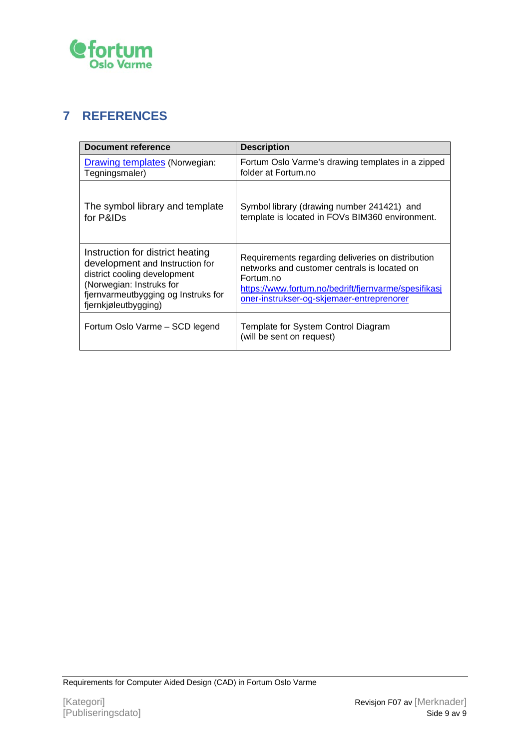# 7 REFERENCES

| Document reference | Description |
|---|---|
| Drawing templates (Norwegian: Tegningsmaler) | Fortum Oslo Varme's drawing templates in a zipped folder at Fortum.no |
| The symbol library and template for P&IDs | Symbol library (drawing number 241421) and template is located in FOVs BIM360 environment. |
| Instruction for district heating development and Instruction for district cooling development (Norwegian: Instruks for fjernvarmeutbygging og Instruks for fjernkjøleutbygging) | Requirements regarding deliveries on distribution networks and customer centrals is located on Fortum.no https://www.fortum.no/bedrift/fjernvarme/spesifikasjoner-instrukser-og-skjemaer-entreprenorer |
| Fortum Oslo Varme – SCD legend | Template for System Control Diagram (will be sent on request) |